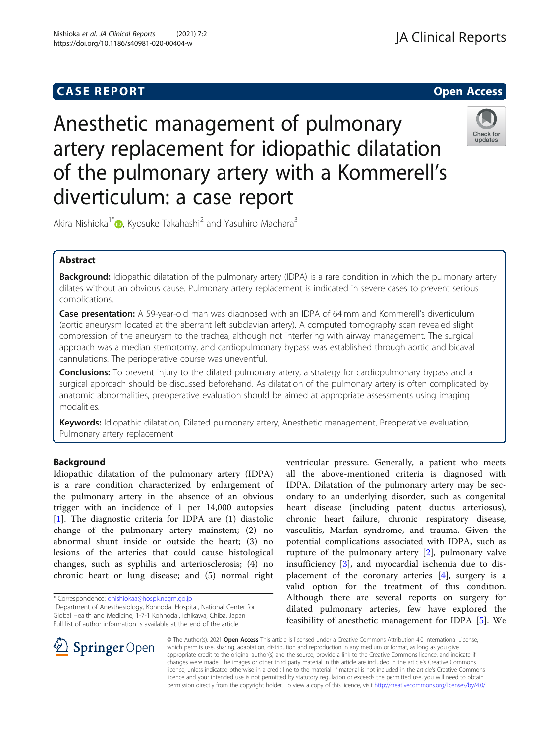**CASE REPORT** **Open Access**

# Anesthetic management of pulmonary artery replacement for idiopathic dilatation of the pulmonary artery with a Kommerell's diverticulum: a case report

Akira Nishioka[1*], Kyosuke Takahashi[2] and Yasuhiro Maehara[3]

## Abstract

**Background:** Idiopathic dilatation of the pulmonary artery (IDPA) is a rare condition in which the pulmonary artery dilates without an obvious cause. Pulmonary artery replacement is indicated in severe cases to prevent serious complications.

**Case presentation:** A 59-year-old man was diagnosed with an IDPA of 64 mm and Kommerell's diverticulum (aortic aneurysm located at the aberrant left subclavian artery). A computed tomography scan revealed slight compression of the aneurysm to the trachea, although not interfering with airway management. The surgical approach was a median sternotomy, and cardiopulmonary bypass was established through aortic and bicaval cannulations. The perioperative course was uneventful.

**Conclusions:** To prevent injury to the dilated pulmonary artery, a strategy for cardiopulmonary bypass and a surgical approach should be discussed beforehand. As dilatation of the pulmonary artery is often complicated by anatomic abnormalities, preoperative evaluation should be aimed at appropriate assessments using imaging modalities.

**Keywords:** Idiopathic dilatation, Dilated pulmonary artery, Anesthetic management, Preoperative evaluation, Pulmonary artery replacement

## Background

Idiopathic dilatation of the pulmonary artery (IDPA) is a rare condition characterized by enlargement of the pulmonary artery in the absence of an obvious trigger with an incidence of 1 per 14,000 autopsies [1]. The diagnostic criteria for IDPA are (1) diastolic change of the pulmonary artery mainstem; (2) no abnormal shunt inside or outside the heart; (3) no lesions of the arteries that could cause histological changes, such as syphilis and arteriosclerosis; (4) no chronic heart or lung disease; and (5) normal right ventricular pressure. Generally, a patient who meets all the above-mentioned criteria is diagnosed with IDPA. Dilatation of the pulmonary artery may be secondary to an underlying disorder, such as congenital heart disease (including patent ductus arteriosus), chronic heart failure, chronic respiratory disease, vasculitis, Marfan syndrome, and trauma. Given the potential complications associated with IDPA, such as rupture of the pulmonary artery [2], pulmonary valve insufficiency [3], and myocardial ischemia due to displacement of the coronary arteries [4], surgery is a valid option for the treatment of this condition. Although there are several reports on surgery for dilated pulmonary arteries, few have explored the feasibility of anesthetic management for IDPA [5]. We

\* Correspondence: dnishiokaa@hospk.ncgm.go.jp
[1]Department of Anesthesiology, Kohnodai Hospital, National Center for Global Health and Medicine, 1-7-1 Kohnodai, Ichikawa, Chiba, Japan
Full list of author information is available at the end of the article

© The Author(s). 2021 **Open Access** This article is licensed under a Creative Commons Attribution 4.0 International License, which permits use, sharing, adaptation, distribution and reproduction in any medium or format, as long as you give appropriate credit to the original author(s) and the source, provide a link to the Creative Commons licence, and indicate if changes were made. The images or other third party material in this article are included in the article's Creative Commons licence, unless indicated otherwise in a credit line to the material. If material is not included in the article's Creative Commons licence and your intended use is not permitted by statutory regulation or exceeds the permitted use, you will need to obtain permission directly from the copyright holder. To view a copy of this licence, visit http://creativecommons.org/licenses/by/4.0/.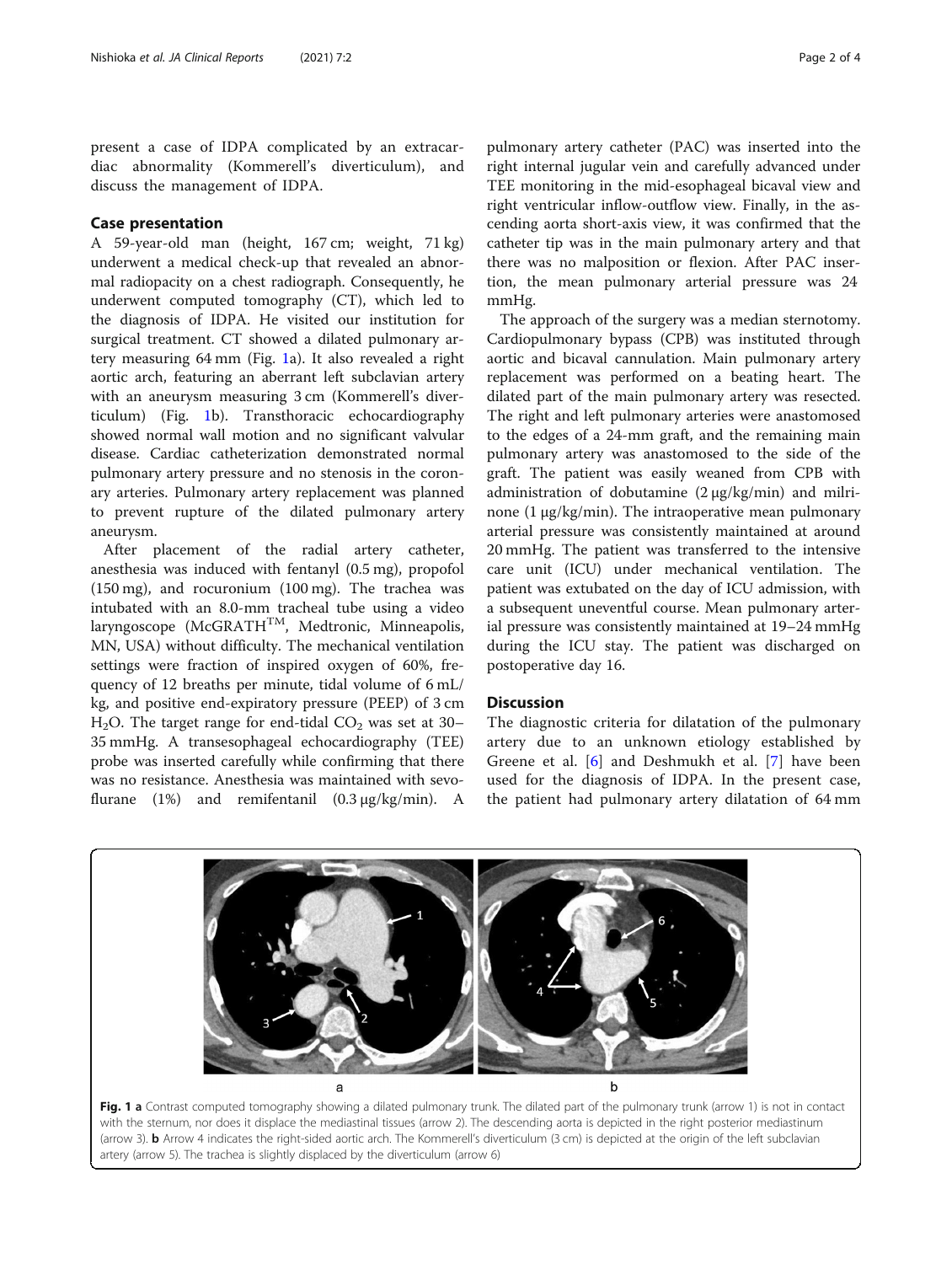present a case of IDPA complicated by an extracardiac abnormality (Kommerell's diverticulum), and discuss the management of IDPA.

## Case presentation

A 59-year-old man (height, 167 cm; weight, 71 kg) underwent a medical check-up that revealed an abnormal radiopacity on a chest radiograph. Consequently, he underwent computed tomography (CT), which led to the diagnosis of IDPA. He visited our institution for surgical treatment. CT showed a dilated pulmonary artery measuring 64 mm (Fig. 1a). It also revealed a right aortic arch, featuring an aberrant left subclavian artery with an aneurysm measuring 3 cm (Kommerell's diverticulum) (Fig. 1b). Transthoracic echocardiography showed normal wall motion and no significant valvular disease. Cardiac catheterization demonstrated normal pulmonary artery pressure and no stenosis in the coronary arteries. Pulmonary artery replacement was planned to prevent rupture of the dilated pulmonary artery aneurysm.

After placement of the radial artery catheter, anesthesia was induced with fentanyl (0.5 mg), propofol (150 mg), and rocuronium (100 mg). The trachea was intubated with an 8.0-mm tracheal tube using a video laryngoscope (McGRATH™, Medtronic, Minneapolis, MN, USA) without difficulty. The mechanical ventilation settings were fraction of inspired oxygen of 60%, frequency of 12 breaths per minute, tidal volume of 6 mL/kg, and positive end-expiratory pressure (PEEP) of 3 cm $H_2O$. The target range for end-tidal $CO_2$ was set at 30–35 mmHg. A transesophageal echocardiography (TEE) probe was inserted carefully while confirming that there was no resistance. Anesthesia was maintained with sevoflurane (1%) and remifentanil (0.3 μg/kg/min). A pulmonary artery catheter (PAC) was inserted into the right internal jugular vein and carefully advanced under TEE monitoring in the mid-esophageal bicaval view and right ventricular inflow-outflow view. Finally, in the ascending aorta short-axis view, it was confirmed that the catheter tip was in the main pulmonary artery and that there was no malposition or flexion. After PAC insertion, the mean pulmonary arterial pressure was 24 mmHg.

The approach of the surgery was a median sternotomy. Cardiopulmonary bypass (CPB) was instituted through aortic and bicaval cannulation. Main pulmonary artery replacement was performed on a beating heart. The dilated part of the main pulmonary artery was resected. The right and left pulmonary arteries were anastomosed to the edges of a 24-mm graft, and the remaining main pulmonary artery was anastomosed to the side of the graft. The patient was easily weaned from CPB with administration of dobutamine (2 μg/kg/min) and milrinone (1 μg/kg/min). The intraoperative mean pulmonary arterial pressure was consistently maintained at around 20 mmHg. The patient was transferred to the intensive care unit (ICU) under mechanical ventilation. The patient was extubated on the day of ICU admission, with a subsequent uneventful course. Mean pulmonary arterial pressure was consistently maintained at 19–24 mmHg during the ICU stay. The patient was discharged on postoperative day 16.

## Discussion

The diagnostic criteria for dilatation of the pulmonary artery due to an unknown etiology established by Greene et al. [6] and Deshmukh et al. [7] have been used for the diagnosis of IDPA. In the present case, the patient had pulmonary artery dilatation of 64 mm

**Fig. 1** **a** Contrast computed tomography showing a dilated pulmonary trunk. The dilated part of the pulmonary trunk (arrow 1) is not in contact with the sternum, nor does it displace the mediastinal tissues (arrow 2). The descending aorta is depicted in the right posterior mediastinum (arrow 3). **b** Arrow 4 indicates the right-sided aortic arch. The Kommerell's diverticulum (3 cm) is depicted at the origin of the left subclavian artery (arrow 5). The trachea is slightly displaced by the diverticulum (arrow 6)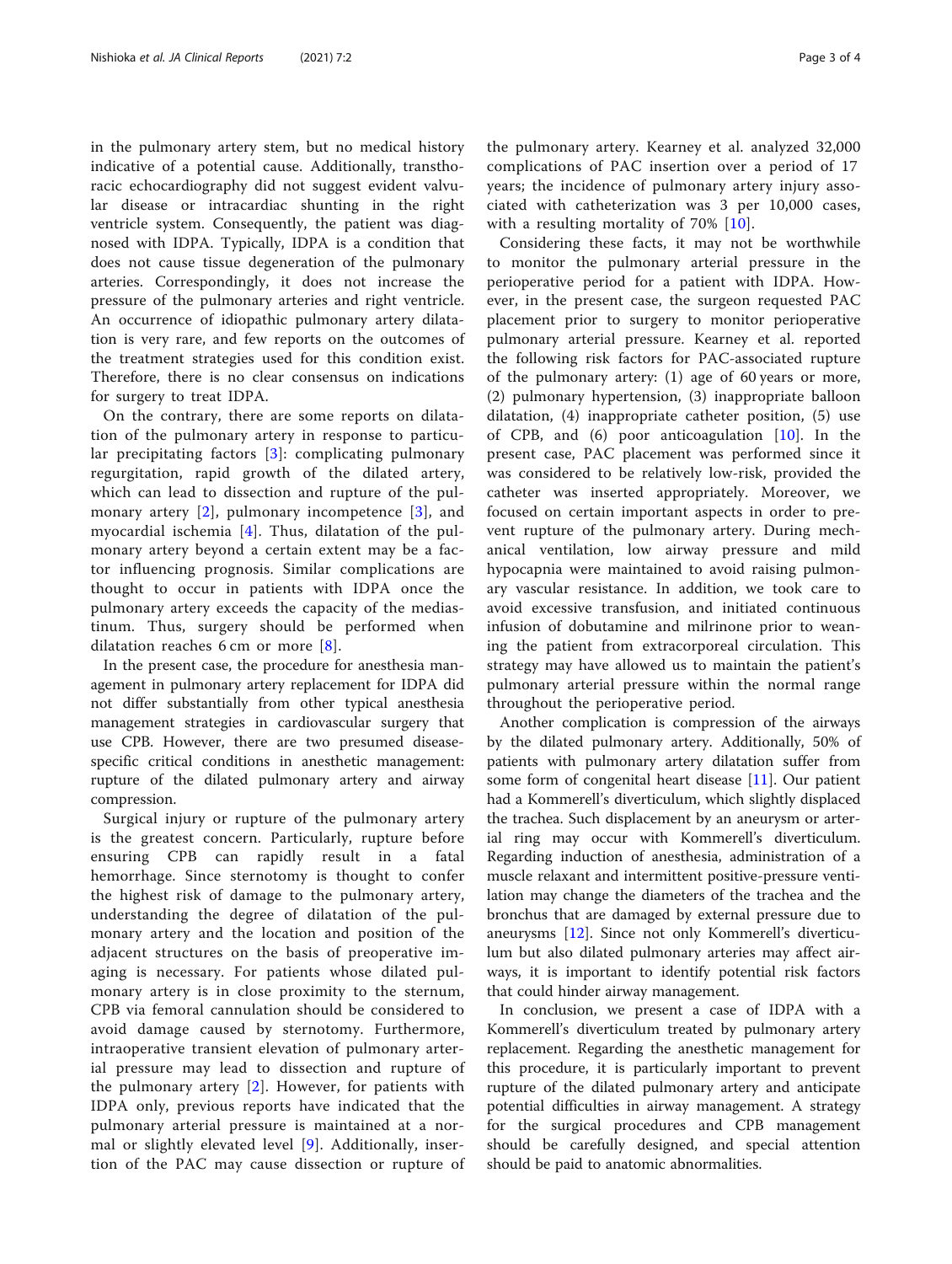in the pulmonary artery stem, but no medical history indicative of a potential cause. Additionally, transthoracic echocardiography did not suggest evident valvular disease or intracardiac shunting in the right ventricle system. Consequently, the patient was diagnosed with IDPA. Typically, IDPA is a condition that does not cause tissue degeneration of the pulmonary arteries. Correspondingly, it does not increase the pressure of the pulmonary arteries and right ventricle. An occurrence of idiopathic pulmonary artery dilatation is very rare, and few reports on the outcomes of the treatment strategies used for this condition exist. Therefore, there is no clear consensus on indications for surgery to treat IDPA.

On the contrary, there are some reports on dilatation of the pulmonary artery in response to particular precipitating factors [3]: complicating pulmonary regurgitation, rapid growth of the dilated artery, which can lead to dissection and rupture of the pulmonary artery [2], pulmonary incompetence [3], and myocardial ischemia [4]. Thus, dilatation of the pulmonary artery beyond a certain extent may be a factor influencing prognosis. Similar complications are thought to occur in patients with IDPA once the pulmonary artery exceeds the capacity of the mediastinum. Thus, surgery should be performed when dilatation reaches 6 cm or more [8].

In the present case, the procedure for anesthesia management in pulmonary artery replacement for IDPA did not differ substantially from other typical anesthesia management strategies in cardiovascular surgery that use CPB. However, there are two presumed disease-specific critical conditions in anesthetic management: rupture of the dilated pulmonary artery and airway compression.

Surgical injury or rupture of the pulmonary artery is the greatest concern. Particularly, rupture before ensuring CPB can rapidly result in a fatal hemorrhage. Since sternotomy is thought to confer the highest risk of damage to the pulmonary artery, understanding the degree of dilatation of the pulmonary artery and the location and position of the adjacent structures on the basis of preoperative imaging is necessary. For patients whose dilated pulmonary artery is in close proximity to the sternum, CPB via femoral cannulation should be considered to avoid damage caused by sternotomy. Furthermore, intraoperative transient elevation of pulmonary arterial pressure may lead to dissection and rupture of the pulmonary artery [2]. However, for patients with IDPA only, previous reports have indicated that the pulmonary arterial pressure is maintained at a normal or slightly elevated level [9]. Additionally, insertion of the PAC may cause dissection or rupture of the pulmonary artery. Kearney et al. analyzed 32,000 complications of PAC insertion over a period of 17 years; the incidence of pulmonary artery injury associated with catheterization was 3 per 10,000 cases, with a resulting mortality of 70% [10].

Considering these facts, it may not be worthwhile to monitor the pulmonary arterial pressure in the perioperative period for a patient with IDPA. However, in the present case, the surgeon requested PAC placement prior to surgery to monitor perioperative pulmonary arterial pressure. Kearney et al. reported the following risk factors for PAC-associated rupture of the pulmonary artery: (1) age of 60 years or more, (2) pulmonary hypertension, (3) inappropriate balloon dilatation, (4) inappropriate catheter position, (5) use of CPB, and (6) poor anticoagulation [10]. In the present case, PAC placement was performed since it was considered to be relatively low-risk, provided the catheter was inserted appropriately. Moreover, we focused on certain important aspects in order to prevent rupture of the pulmonary artery. During mechanical ventilation, low airway pressure and mild hypocapnia were maintained to avoid raising pulmonary vascular resistance. In addition, we took care to avoid excessive transfusion, and initiated continuous infusion of dobutamine and milrinone prior to weaning the patient from extracorporeal circulation. This strategy may have allowed us to maintain the patient's pulmonary arterial pressure within the normal range throughout the perioperative period.

Another complication is compression of the airways by the dilated pulmonary artery. Additionally, 50% of patients with pulmonary artery dilatation suffer from some form of congenital heart disease [11]. Our patient had a Kommerell's diverticulum, which slightly displaced the trachea. Such displacement by an aneurysm or arterial ring may occur with Kommerell's diverticulum. Regarding induction of anesthesia, administration of a muscle relaxant and intermittent positive-pressure ventilation may change the diameters of the trachea and the bronchus that are damaged by external pressure due to aneurysms [12]. Since not only Kommerell's diverticulum but also dilated pulmonary arteries may affect airways, it is important to identify potential risk factors that could hinder airway management.

In conclusion, we present a case of IDPA with a Kommerell's diverticulum treated by pulmonary artery replacement. Regarding the anesthetic management for this procedure, it is particularly important to prevent rupture of the dilated pulmonary artery and anticipate potential difficulties in airway management. A strategy for the surgical procedures and CPB management should be carefully designed, and special attention should be paid to anatomic abnormalities.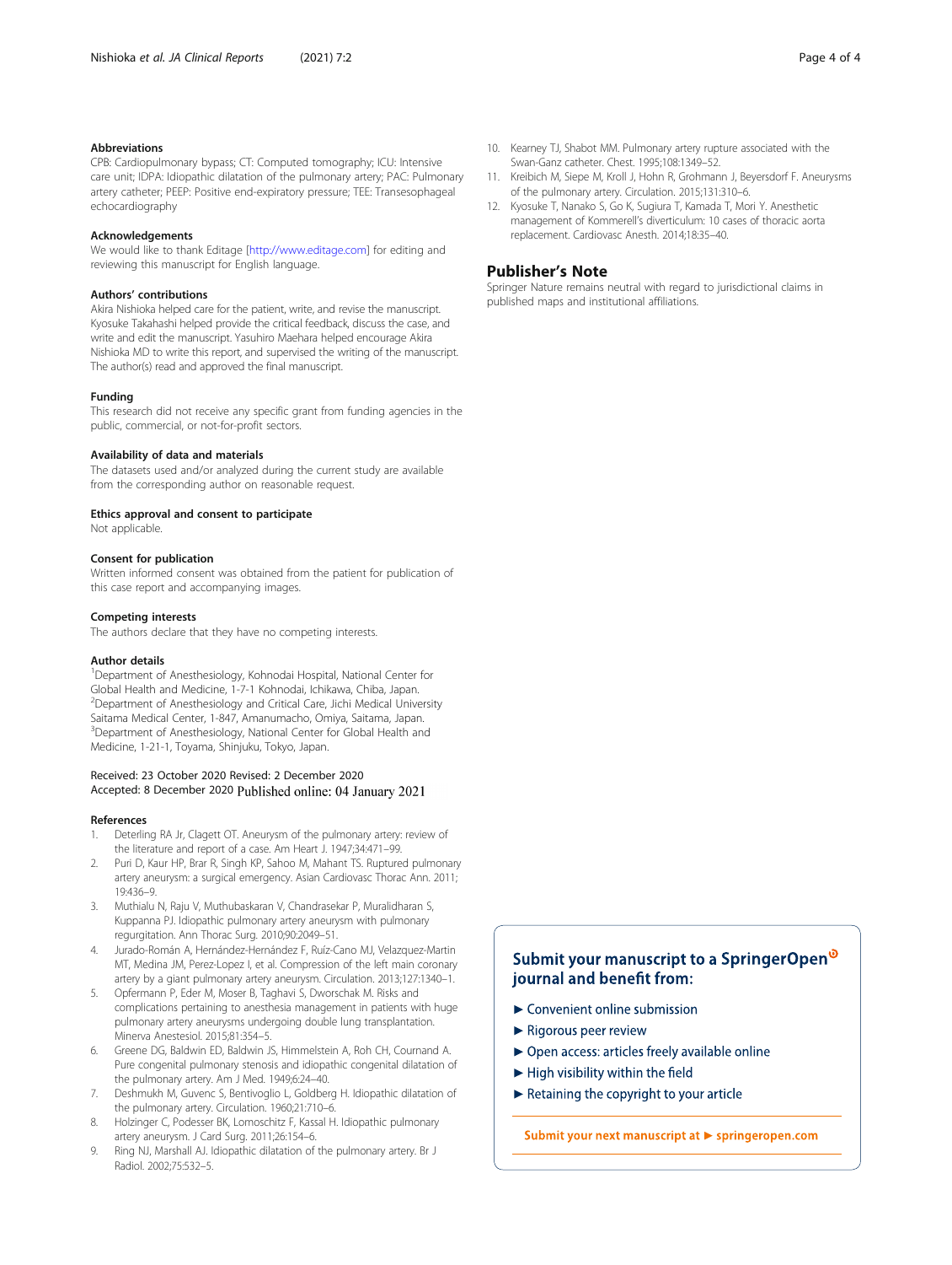### Abbreviations

CPB: Cardiopulmonary bypass; CT: Computed tomography; ICU: Intensive care unit; IDPA: Idiopathic dilatation of the pulmonary artery; PAC: Pulmonary artery catheter; PEEP: Positive end-expiratory pressure; TEE: Transesophageal echocardiography

### Acknowledgements

We would like to thank Editage [http://www.editage.com] for editing and reviewing this manuscript for English language.

### Authors' contributions

Akira Nishioka helped care for the patient, write, and revise the manuscript. Kyosuke Takahashi helped provide the critical feedback, discuss the case, and write and edit the manuscript. Yasuhiro Maehara helped encourage Akira Nishioka MD to write this report, and supervised the writing of the manuscript. The author(s) read and approved the final manuscript.

### Funding

This research did not receive any specific grant from funding agencies in the public, commercial, or not-for-profit sectors.

### Availability of data and materials

The datasets used and/or analyzed during the current study are available from the corresponding author on reasonable request.

### Ethics approval and consent to participate

Not applicable.

### Consent for publication

Written informed consent was obtained from the patient for publication of this case report and accompanying images.

### Competing interests

The authors declare that they have no competing interests.

### Author details

[1]Department of Anesthesiology, Kohnodai Hospital, National Center for Global Health and Medicine, 1-7-1 Kohnodai, Ichikawa, Chiba, Japan. [2]Department of Anesthesiology and Critical Care, Jichi Medical University Saitama Medical Center, 1-847, Amanumacho, Omiya, Saitama, Japan. [3]Department of Anesthesiology, National Center for Global Health and Medicine, 1-21-1, Toyama, Shinjuku, Tokyo, Japan.

Received: 23 October 2020 Revised: 2 December 2020
Accepted: 8 December 2020 Published online: 04 January 2021

### References

1. Deterling RA Jr, Clagett OT. Aneurysm of the pulmonary artery: review of the literature and report of a case. Am Heart J. 1947;34:471–99.
2. Puri D, Kaur HP, Brar R, Singh KP, Sahoo M, Mahant TS. Ruptured pulmonary artery aneurysm: a surgical emergency. Asian Cardiovasc Thorac Ann. 2011; 19:436–9.
3. Muthialu N, Raju V, Muthubaskaran V, Chandrasekar P, Muralidharan S, Kuppanna PJ. Idiopathic pulmonary artery aneurysm with pulmonary regurgitation. Ann Thorac Surg. 2010;90:2049–51.
4. Jurado-Román A, Hernández-Hernández F, Ruíz-Cano MJ, Velazquez-Martin MT, Medina JM, Perez-Lopez I, et al. Compression of the left main coronary artery by a giant pulmonary artery aneurysm. Circulation. 2013;127:1340–1.
5. Opfermann P, Eder M, Moser B, Taghavi S, Dworschak M. Risks and complications pertaining to anesthesia management in patients with huge pulmonary artery aneurysms undergoing double lung transplantation. Minerva Anestesiol. 2015;81:354–5.
6. Greene DG, Baldwin ED, Baldwin JS, Himmelstein A, Roh CH, Cournand A. Pure congenital pulmonary stenosis and idiopathic congenital dilatation of the pulmonary artery. Am J Med. 1949;6:24–40.
7. Deshmukh M, Guvenc S, Bentivoglio L, Goldberg H. Idiopathic dilatation of the pulmonary artery. Circulation. 1960;21:710–6.
8. Holzinger C, Podesser BK, Lomoschitz F, Kassal H. Idiopathic pulmonary artery aneurysm. J Card Surg. 2011;26:154–6.
9. Ring NJ, Marshall AJ. Idiopathic dilatation of the pulmonary artery. Br J Radiol. 2002;75:532–5.
10. Kearney TJ, Shabot MM. Pulmonary artery rupture associated with the Swan-Ganz catheter. Chest. 1995;108:1349–52.
11. Kreibich M, Siepe M, Kroll J, Hohn R, Grohmann J, Beyersdorf F. Aneurysms of the pulmonary artery. Circulation. 2015;131:310–6.
12. Kyosuke T, Nanako S, Go K, Sugiura T, Kamada T, Mori Y. Anesthetic management of Kommerell's diverticulum: 10 cases of thoracic aorta replacement. Cardiovasc Anesth. 2014;18:35–40.

## Publisher's Note

Springer Nature remains neutral with regard to jurisdictional claims in published maps and institutional affiliations.

**Submit your manuscript to a SpringerOpen journal and benefit from:**

- ► Convenient online submission
- ► Rigorous peer review
- ► Open access: articles freely available online
- ► High visibility within the field
- ► Retaining the copyright to your article

Submit your next manuscript at ► springeropen.com